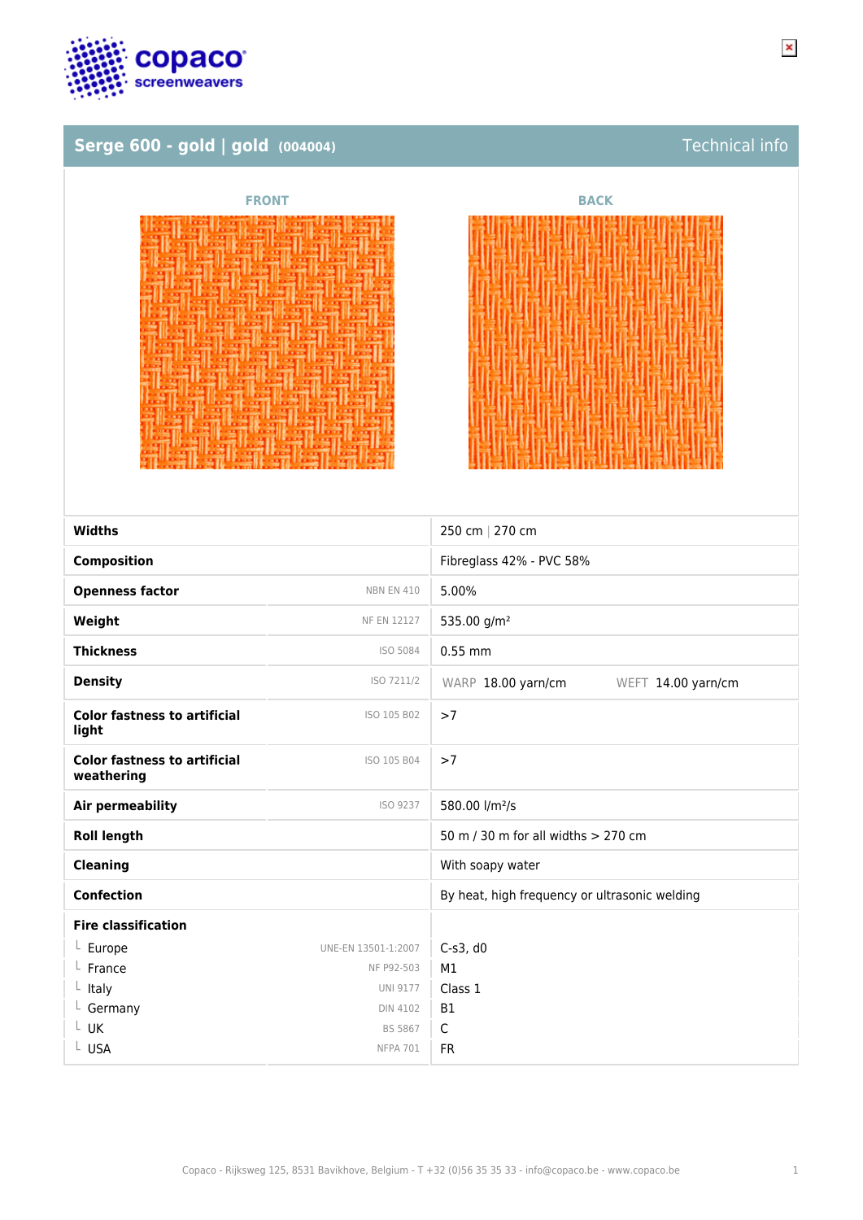copaco screenweavers

## Serge 600 - gold | gold (004004)

Technical info

FRONT

BACK

| | | |
|---|---|---|
| **Widths** | | 250 cm \| 270 cm |
| **Composition** | | Fibreglass 42% - PVC 58% |
| **Openness factor** | NBN EN 410 | 5.00% |
| **Weight** | NF EN 12127 | 535.00 g/m² |
| **Thickness** | ISO 5084 | 0.55 mm |
| **Density** | ISO 7211/2 | WARP 18.00 yarn/cm WEFT 14.00 yarn/cm |
| **Color fastness to artificial light** | ISO 105 B02 | >7 |
| **Color fastness to artificial weathering** | ISO 105 B04 | >7 |
| **Air permeability** | ISO 9237 | 580.00 l/m²/s |
| **Roll length** | | 50 m / 30 m for all widths > 270 cm |
| **Cleaning** | | With soapy water |
| **Confection** | | By heat, high frequency or ultrasonic welding |
| **Fire classification** | | |
| └ Europe | UNE-EN 13501-1:2007 | C-s3, d0 |
| └ France | NF P92-503 | M1 |
| └ Italy | UNI 9177 | Class 1 |
| └ Germany | DIN 4102 | B1 |
| └ UK | BS 5867 | C |
| └ USA | NFPA 701 | FR |

Copaco - Rijksweg 125, 8531 Bavikhove, Belgium - T +32 (0)56 35 35 33 - info@copaco.be - www.copaco.be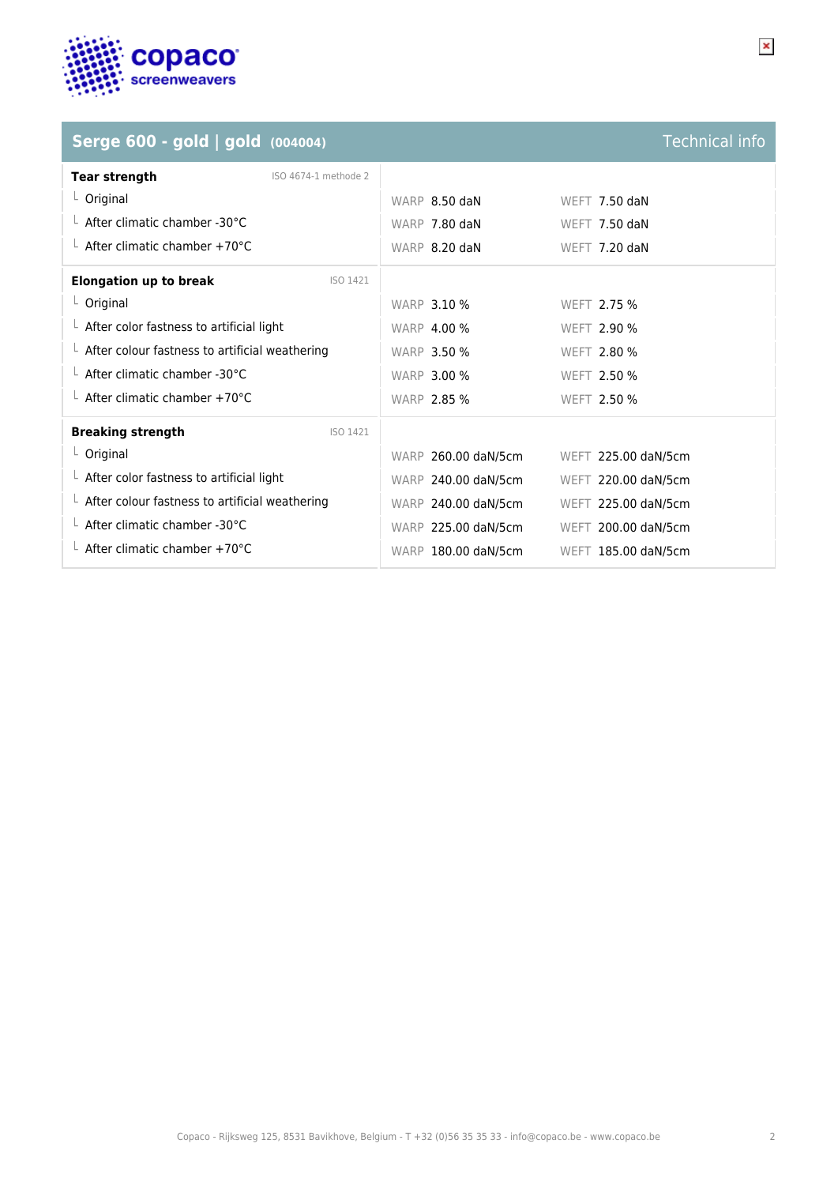## Serge 600 - gold | gold (004004)

Technical info

| Tear strength (ISO 4674-1 methode 2) | WARP | WEFT |
|---|---|---|
| Original | 8.50 daN | 7.50 daN |
| After climatic chamber -30°C | 7.80 daN | 7.50 daN |
| After climatic chamber +70°C | 8.20 daN | 7.20 daN |

| Elongation up to break (ISO 1421) | WARP | WEFT |
|---|---|---|
| Original | 3.10 % | 2.75 % |
| After color fastness to artificial light | 4.00 % | 2.90 % |
| After colour fastness to artificial weathering | 3.50 % | 2.80 % |
| After climatic chamber -30°C | 3.00 % | 2.50 % |
| After climatic chamber +70°C | 2.85 % | 2.50 % |

| Breaking strength (ISO 1421) | WARP | WEFT |
|---|---|---|
| Original | 260.00 daN/5cm | 225.00 daN/5cm |
| After color fastness to artificial light | 240.00 daN/5cm | 220.00 daN/5cm |
| After colour fastness to artificial weathering | 240.00 daN/5cm | 225.00 daN/5cm |
| After climatic chamber -30°C | 225.00 daN/5cm | 200.00 daN/5cm |
| After climatic chamber +70°C | 180.00 daN/5cm | 185.00 daN/5cm |

Copaco - Rijksweg 125, 8531 Bavikhove, Belgium - T +32 (0)56 35 35 33 - info@copaco.be - www.copaco.be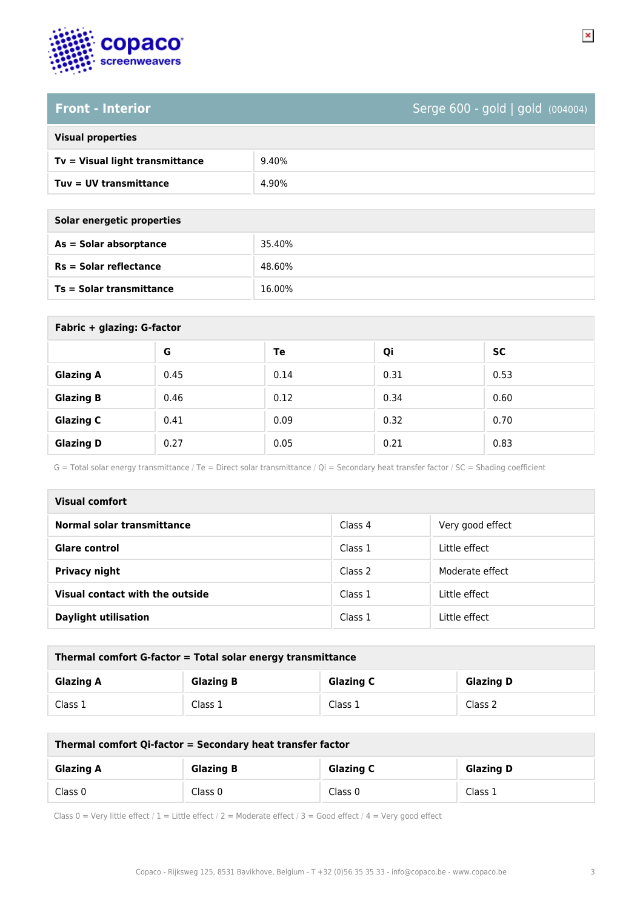## Front - Interior

Serge 600 - gold | gold (004004)

| Visual properties | |
|---|---|
| **Tv = Visual light transmittance** | 9.40% |
| **Tuv = UV transmittance** | 4.90% |

| Solar energetic properties | |
|---|---|
| **As = Solar absorptance** | 35.40% |
| **Rs = Solar reflectance** | 48.60% |
| **Ts = Solar transmittance** | 16.00% |

**Fabric + glazing: G-factor**

| | G | Te | Qi | SC |
|---|---|---|---|---|
| **Glazing A** | 0.45 | 0.14 | 0.31 | 0.53 |
| **Glazing B** | 0.46 | 0.12 | 0.34 | 0.60 |
| **Glazing C** | 0.41 | 0.09 | 0.32 | 0.70 |
| **Glazing D** | 0.27 | 0.05 | 0.21 | 0.83 |

G = Total solar energy transmittance / Te = Direct solar transmittance / Qi = Secondary heat transfer factor / SC = Shading coefficient

| Visual comfort | | |
|---|---|---|
| **Normal solar transmittance** | Class 4 | Very good effect |
| **Glare control** | Class 1 | Little effect |
| **Privacy night** | Class 2 | Moderate effect |
| **Visual contact with the outside** | Class 1 | Little effect |
| **Daylight utilisation** | Class 1 | Little effect |

**Thermal comfort G-factor = Total solar energy transmittance**

| Glazing A | Glazing B | Glazing C | Glazing D |
|---|---|---|---|
| Class 1 | Class 1 | Class 1 | Class 2 |

**Thermal comfort Qi-factor = Secondary heat transfer factor**

| Glazing A | Glazing B | Glazing C | Glazing D |
|---|---|---|---|
| Class 0 | Class 0 | Class 0 | Class 1 |

Class 0 = Very little effect / 1 = Little effect / 2 = Moderate effect / 3 = Good effect / 4 = Very good effect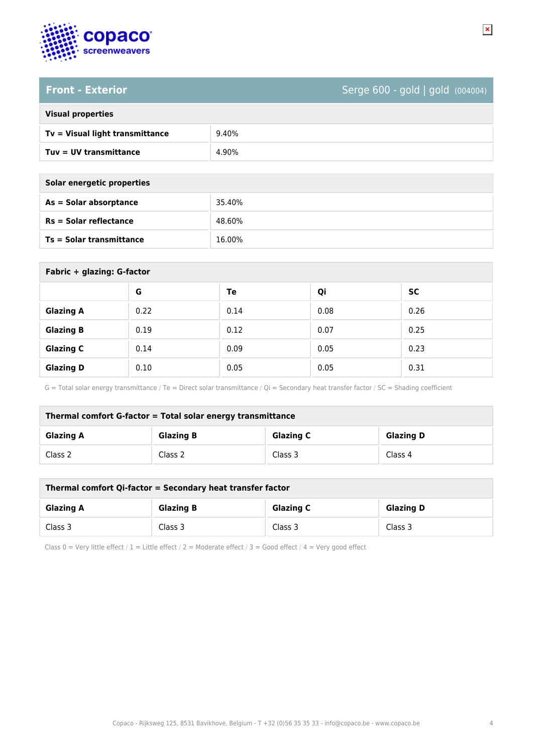## Front - Exterior

Serge 600 - gold | gold (004004)

| Visual properties | |
|---|---|
| **Tv = Visual light transmittance** | 9.40% |
| **Tuv = UV transmittance** | 4.90% |

| Solar energetic properties | |
|---|---|
| **As = Solar absorptance** | 35.40% |
| **Rs = Solar reflectance** | 48.60% |
| **Ts = Solar transmittance** | 16.00% |

**Fabric + glazing: G-factor**

| | G | Te | Qi | SC |
|---|---|---|---|---|
| **Glazing A** | 0.22 | 0.14 | 0.08 | 0.26 |
| **Glazing B** | 0.19 | 0.12 | 0.07 | 0.25 |
| **Glazing C** | 0.14 | 0.09 | 0.05 | 0.23 |
| **Glazing D** | 0.10 | 0.05 | 0.05 | 0.31 |

G = Total solar energy transmittance / Te = Direct solar transmittance / Qi = Secondary heat transfer factor / SC = Shading coefficient

**Thermal comfort G-factor = Total solar energy transmittance**

| Glazing A | Glazing B | Glazing C | Glazing D |
|---|---|---|---|
| Class 2 | Class 2 | Class 3 | Class 4 |

**Thermal comfort Qi-factor = Secondary heat transfer factor**

| Glazing A | Glazing B | Glazing C | Glazing D |
|---|---|---|---|
| Class 3 | Class 3 | Class 3 | Class 3 |

Class 0 = Very little effect / 1 = Little effect / 2 = Moderate effect / 3 = Good effect / 4 = Very good effect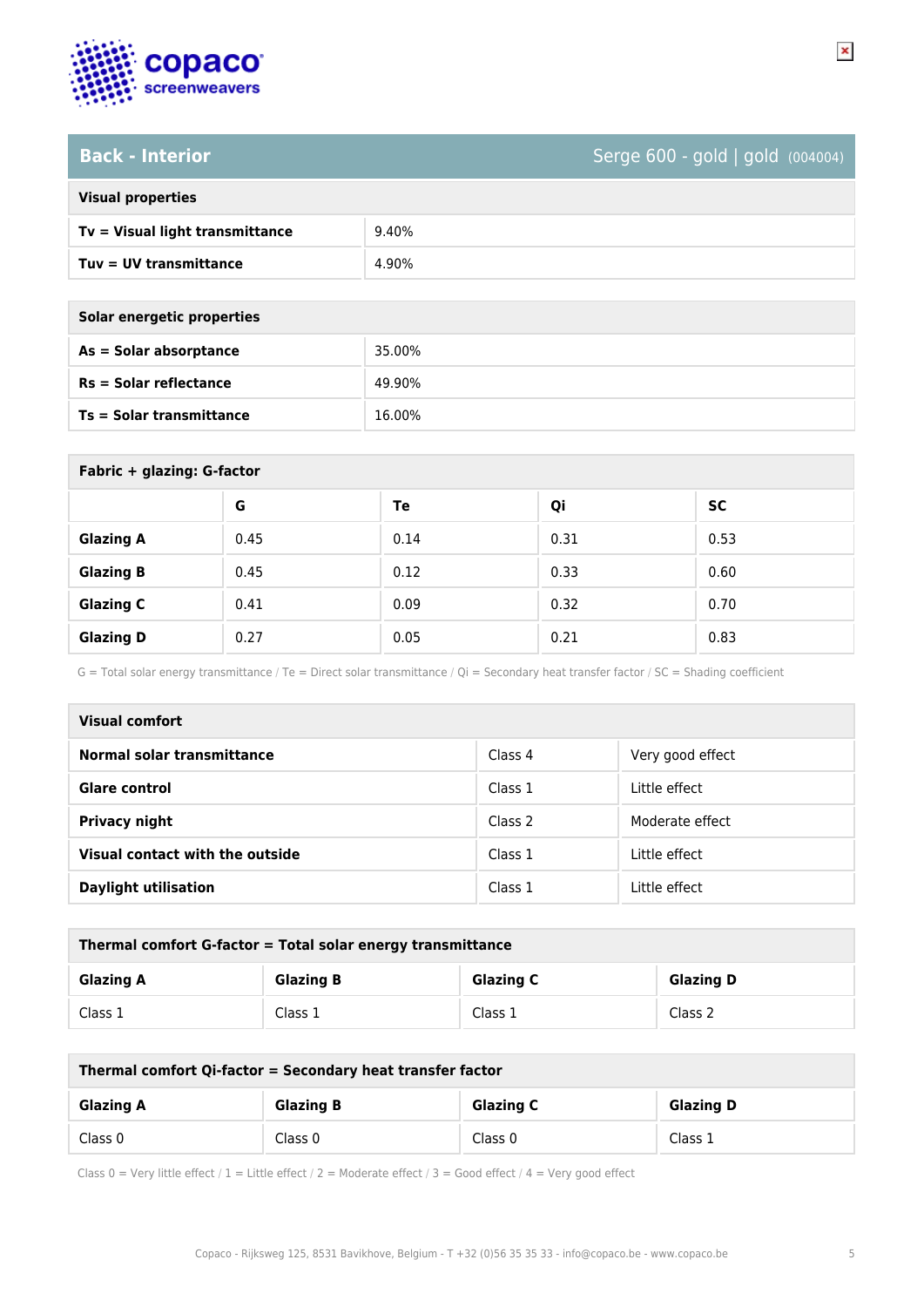## Back - Interior

Serge 600 - gold | gold (004004)

| Visual properties | |
|---|---|
| **Tv = Visual light transmittance** | 9.40% |
| **Tuv = UV transmittance** | 4.90% |

| Solar energetic properties | |
|---|---|
| **As = Solar absorptance** | 35.00% |
| **Rs = Solar reflectance** | 49.90% |
| **Ts = Solar transmittance** | 16.00% |

**Fabric + glazing: G-factor**

| | G | Te | Qi | SC |
|---|---|---|---|---|
| **Glazing A** | 0.45 | 0.14 | 0.31 | 0.53 |
| **Glazing B** | 0.45 | 0.12 | 0.33 | 0.60 |
| **Glazing C** | 0.41 | 0.09 | 0.32 | 0.70 |
| **Glazing D** | 0.27 | 0.05 | 0.21 | 0.83 |

G = Total solar energy transmittance / Te = Direct solar transmittance / Qi = Secondary heat transfer factor / SC = Shading coefficient

| Visual comfort | | |
|---|---|---|
| **Normal solar transmittance** | Class 4 | Very good effect |
| **Glare control** | Class 1 | Little effect |
| **Privacy night** | Class 2 | Moderate effect |
| **Visual contact with the outside** | Class 1 | Little effect |
| **Daylight utilisation** | Class 1 | Little effect |

**Thermal comfort G-factor = Total solar energy transmittance**

| Glazing A | Glazing B | Glazing C | Glazing D |
|---|---|---|---|
| Class 1 | Class 1 | Class 1 | Class 2 |

**Thermal comfort Qi-factor = Secondary heat transfer factor**

| Glazing A | Glazing B | Glazing C | Glazing D |
|---|---|---|---|
| Class 0 | Class 0 | Class 0 | Class 1 |

Class 0 = Very little effect / 1 = Little effect / 2 = Moderate effect / 3 = Good effect / 4 = Very good effect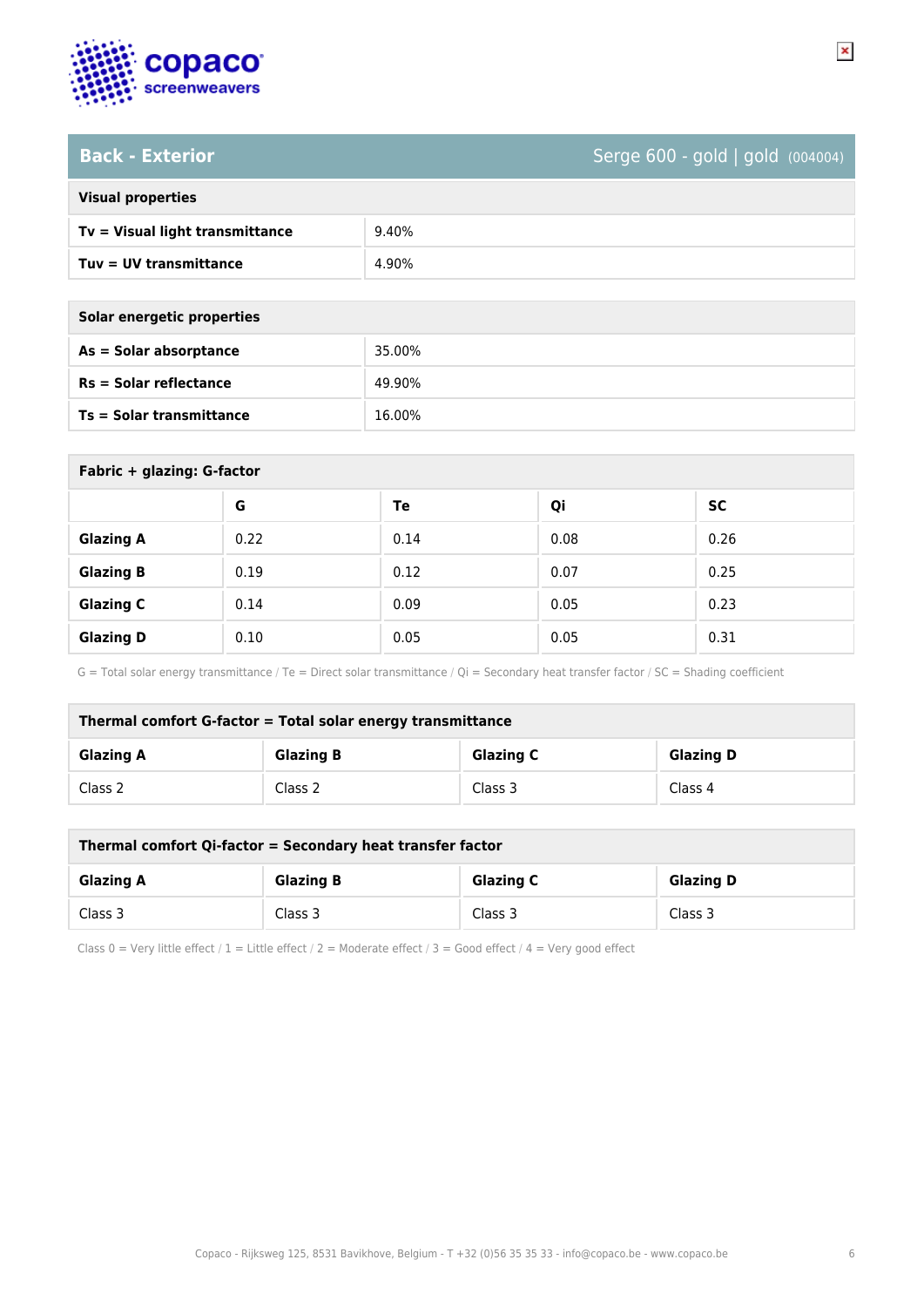## Back - Exterior

Serge 600 - gold | gold (004004)

| Visual properties | |
|---|---|
| **Tv = Visual light transmittance** | 9.40% |
| **Tuv = UV transmittance** | 4.90% |

| Solar energetic properties | |
|---|---|
| **As = Solar absorptance** | 35.00% |
| **Rs = Solar reflectance** | 49.90% |
| **Ts = Solar transmittance** | 16.00% |

**Fabric + glazing: G-factor**

| | G | Te | Qi | SC |
|---|---|---|---|---|
| **Glazing A** | 0.22 | 0.14 | 0.08 | 0.26 |
| **Glazing B** | 0.19 | 0.12 | 0.07 | 0.25 |
| **Glazing C** | 0.14 | 0.09 | 0.05 | 0.23 |
| **Glazing D** | 0.10 | 0.05 | 0.05 | 0.31 |

G = Total solar energy transmittance / Te = Direct solar transmittance / Qi = Secondary heat transfer factor / SC = Shading coefficient

**Thermal comfort G-factor = Total solar energy transmittance**

| Glazing A | Glazing B | Glazing C | Glazing D |
|---|---|---|---|
| Class 2 | Class 2 | Class 3 | Class 4 |

**Thermal comfort Qi-factor = Secondary heat transfer factor**

| Glazing A | Glazing B | Glazing C | Glazing D |
|---|---|---|---|
| Class 3 | Class 3 | Class 3 | Class 3 |

Class 0 = Very little effect / 1 = Little effect / 2 = Moderate effect / 3 = Good effect / 4 = Very good effect